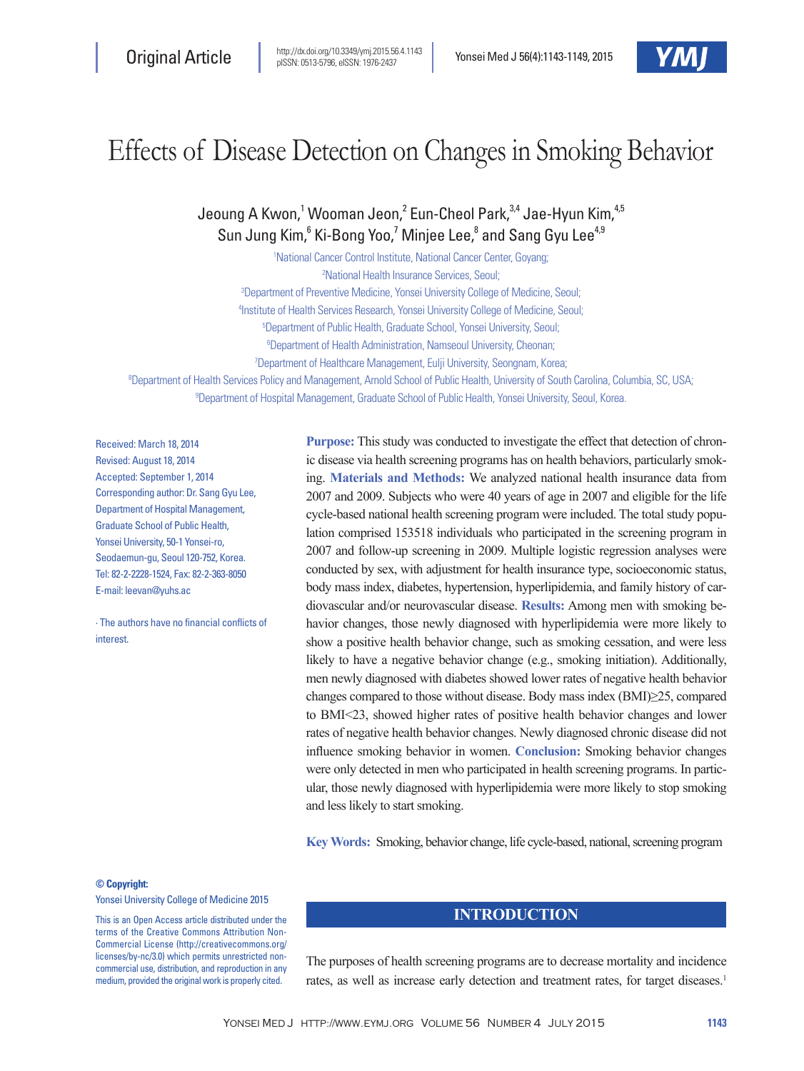Original Article

http://dx.doi.org/10.3349/ymj.2015.56.4.1143
pISSN: 0513-5796, eISSN: 1976-2437

# Effects of Disease Detection on Changes in Smoking Behavior

Jeoung A Kwon,[1] Wooman Jeon,[2] Eun-Cheol Park,[3,4] Jae-Hyun Kim,[4,5] Sun Jung Kim,[6] Ki-Bong Yoo,[7] Minjee Lee,[8] and Sang Gyu Lee[4,9]

[1]National Cancer Control Institute, National Cancer Center, Goyang;
[2]National Health Insurance Services, Seoul;
[3]Department of Preventive Medicine, Yonsei University College of Medicine, Seoul;
[4]Institute of Health Services Research, Yonsei University College of Medicine, Seoul;
[5]Department of Public Health, Graduate School, Yonsei University, Seoul;
[6]Department of Health Administration, Namseoul University, Cheonan;
[7]Department of Healthcare Management, Eulji University, Seongnam, Korea;
[8]Department of Health Services Policy and Management, Arnold School of Public Health, University of South Carolina, Columbia, SC, USA;
[9]Department of Hospital Management, Graduate School of Public Health, Yonsei University, Seoul, Korea.

Received: March 18, 2014
Revised: August 18, 2014
Accepted: September 1, 2014
Corresponding author: Dr. Sang Gyu Lee, Department of Hospital Management, Graduate School of Public Health, Yonsei University, 50-1 Yonsei-ro, Seodaemun-gu, Seoul 120-752, Korea.
Tel: 82-2-2228-1524, Fax: 82-2-363-8050
E-mail: leevan@yuhs.ac

∙ The authors have no financial conflicts of interest.

**Purpose:** This study was conducted to investigate the effect that detection of chronic disease via health screening programs has on health behaviors, particularly smoking. **Materials and Methods:** We analyzed national health insurance data from 2007 and 2009. Subjects who were 40 years of age in 2007 and eligible for the life cycle-based national health screening program were included. The total study population comprised 153518 individuals who participated in the screening program in 2007 and follow-up screening in 2009. Multiple logistic regression analyses were conducted by sex, with adjustment for health insurance type, socioeconomic status, body mass index, diabetes, hypertension, hyperlipidemia, and family history of cardiovascular and/or neurovascular disease. **Results:** Among men with smoking behavior changes, those newly diagnosed with hyperlipidemia were more likely to show a positive health behavior change, such as smoking cessation, and were less likely to have a negative behavior change (e.g., smoking initiation). Additionally, men newly diagnosed with diabetes showed lower rates of negative health behavior changes compared to those without disease. Body mass index (BMI)≥25, compared to BMI<23, showed higher rates of positive health behavior changes and lower rates of negative health behavior changes. Newly diagnosed chronic disease did not influence smoking behavior in women. **Conclusion:** Smoking behavior changes were only detected in men who participated in health screening programs. In particular, those newly diagnosed with hyperlipidemia were more likely to stop smoking and less likely to start smoking.

**Key Words:** Smoking, behavior change, life cycle-based, national, screening program

**© Copyright:**
Yonsei University College of Medicine 2015

This is an Open Access article distributed under the terms of the Creative Commons Attribution Non-Commercial License (http://creativecommons.org/licenses/by-nc/3.0) which permits unrestricted non-commercial use, distribution, and reproduction in any medium, provided the original work is properly cited.

## INTRODUCTION

The purposes of health screening programs are to decrease mortality and incidence rates, as well as increase early detection and treatment rates, for target diseases.[1]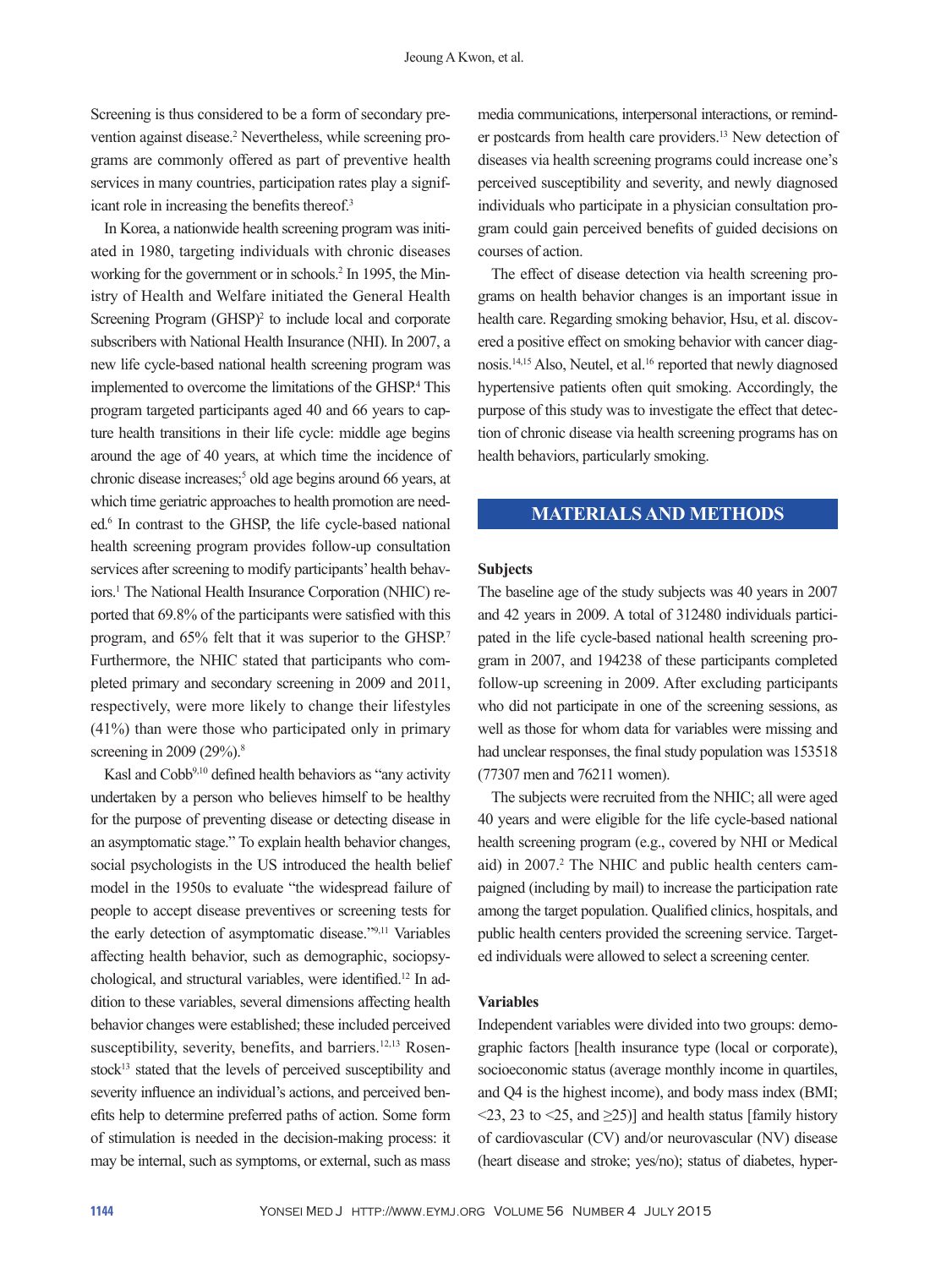Screening is thus considered to be a form of secondary prevention against disease.[2] Nevertheless, while screening programs are commonly offered as part of preventive health services in many countries, participation rates play a significant role in increasing the benefits thereof.[3]

In Korea, a nationwide health screening program was initiated in 1980, targeting individuals with chronic diseases working for the government or in schools.[2] In 1995, the Ministry of Health and Welfare initiated the General Health Screening Program (GHSP)[2] to include local and corporate subscribers with National Health Insurance (NHI). In 2007, a new life cycle-based national health screening program was implemented to overcome the limitations of the GHSP.[4] This program targeted participants aged 40 and 66 years to capture health transitions in their life cycle: middle age begins around the age of 40 years, at which time the incidence of chronic disease increases;[5] old age begins around 66 years, at which time geriatric approaches to health promotion are needed.[6] In contrast to the GHSP, the life cycle-based national health screening program provides follow-up consultation services after screening to modify participants' health behaviors.[1] The National Health Insurance Corporation (NHIC) reported that 69.8% of the participants were satisfied with this program, and 65% felt that it was superior to the GHSP.[7] Furthermore, the NHIC stated that participants who completed primary and secondary screening in 2009 and 2011, respectively, were more likely to change their lifestyles (41%) than were those who participated only in primary screening in 2009 (29%).[8]

Kasl and Cobb[9,10] defined health behaviors as "any activity undertaken by a person who believes himself to be healthy for the purpose of preventing disease or detecting disease in an asymptomatic stage." To explain health behavior changes, social psychologists in the US introduced the health belief model in the 1950s to evaluate "the widespread failure of people to accept disease preventives or screening tests for the early detection of asymptomatic disease."[9,11] Variables affecting health behavior, such as demographic, sociopsychological, and structural variables, were identified.[12] In addition to these variables, several dimensions affecting health behavior changes were established; these included perceived susceptibility, severity, benefits, and barriers.[12,13] Rosenstock[13] stated that the levels of perceived susceptibility and severity influence an individual's actions, and perceived benefits help to determine preferred paths of action. Some form of stimulation is needed in the decision-making process: it may be internal, such as symptoms, or external, such as mass media communications, interpersonal interactions, or reminder postcards from health care providers.[13] New detection of diseases via health screening programs could increase one's perceived susceptibility and severity, and newly diagnosed individuals who participate in a physician consultation program could gain perceived benefits of guided decisions on courses of action.

The effect of disease detection via health screening programs on health behavior changes is an important issue in health care. Regarding smoking behavior, Hsu, et al. discovered a positive effect on smoking behavior with cancer diagnosis.[14,15] Also, Neutel, et al.[16] reported that newly diagnosed hypertensive patients often quit smoking. Accordingly, the purpose of this study was to investigate the effect that detection of chronic disease via health screening programs has on health behaviors, particularly smoking.

## MATERIALS AND METHODS

### Subjects

The baseline age of the study subjects was 40 years in 2007 and 42 years in 2009. A total of 312480 individuals participated in the life cycle-based national health screening program in 2007, and 194238 of these participants completed follow-up screening in 2009. After excluding participants who did not participate in one of the screening sessions, as well as those for whom data for variables were missing and had unclear responses, the final study population was 153518 (77307 men and 76211 women).

The subjects were recruited from the NHIC; all were aged 40 years and were eligible for the life cycle-based national health screening program (e.g., covered by NHI or Medical aid) in 2007.[2] The NHIC and public health centers campaigned (including by mail) to increase the participation rate among the target population. Qualified clinics, hospitals, and public health centers provided the screening service. Targeted individuals were allowed to select a screening center.

### Variables

Independent variables were divided into two groups: demographic factors [health insurance type (local or corporate), socioeconomic status (average monthly income in quartiles, and Q4 is the highest income), and body mass index (BMI; <23, 23 to <25, and ≥25)] and health status [family history of cardiovascular (CV) and/or neurovascular (NV) disease (heart disease and stroke; yes/no); status of diabetes, hyper-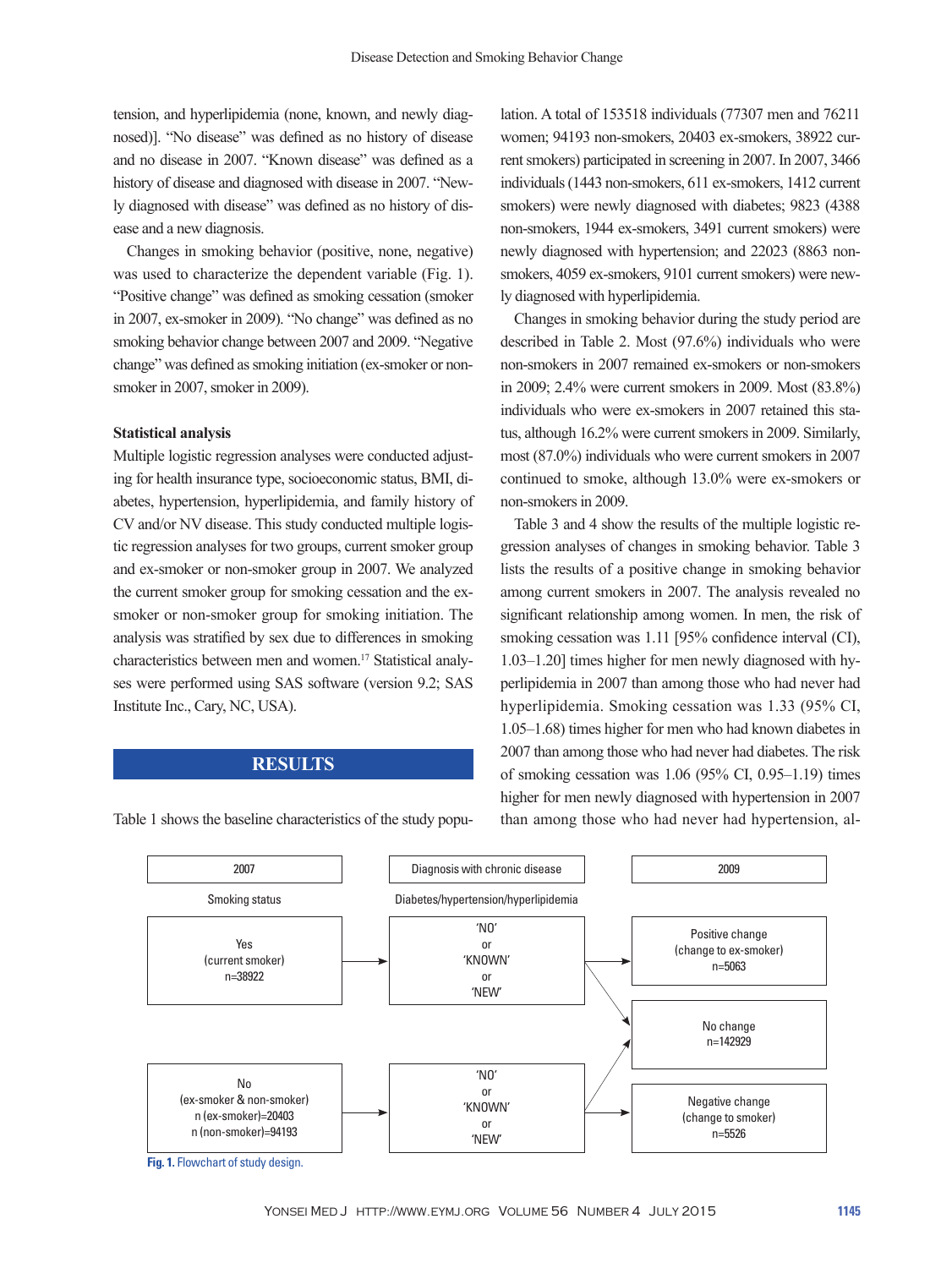tension, and hyperlipidemia (none, known, and newly diagnosed)]. "No disease" was defined as no history of disease and no disease in 2007. "Known disease" was defined as a history of disease and diagnosed with disease in 2007. "Newly diagnosed with disease" was defined as no history of disease and a new diagnosis.

Changes in smoking behavior (positive, none, negative) was used to characterize the dependent variable (Fig. 1). "Positive change" was defined as smoking cessation (smoker in 2007, ex-smoker in 2009). "No change" was defined as no smoking behavior change between 2007 and 2009. "Negative change" was defined as smoking initiation (ex-smoker or non-smoker in 2007, smoker in 2009).

### Statistical analysis

Multiple logistic regression analyses were conducted adjusting for health insurance type, socioeconomic status, BMI, diabetes, hypertension, hyperlipidemia, and family history of CV and/or NV disease. This study conducted multiple logistic regression analyses for two groups, current smoker group and ex-smoker or non-smoker group in 2007. We analyzed the current smoker group for smoking cessation and the ex-smoker or non-smoker group for smoking initiation. The analysis was stratified by sex due to differences in smoking characteristics between men and women.[17] Statistical analyses were performed using SAS software (version 9.2; SAS Institute Inc., Cary, NC, USA).

## RESULTS

Table 1 shows the baseline characteristics of the study population. A total of 153518 individuals (77307 men and 76211 women; 94193 non-smokers, 20403 ex-smokers, 38922 current smokers) participated in screening in 2007. In 2007, 3466 individuals (1443 non-smokers, 611 ex-smokers, 1412 current smokers) were newly diagnosed with diabetes; 9823 (4388 non-smokers, 1944 ex-smokers, 3491 current smokers) were newly diagnosed with hypertension; and 22023 (8863 non-smokers, 4059 ex-smokers, 9101 current smokers) were newly diagnosed with hyperlipidemia.

Changes in smoking behavior during the study period are described in Table 2. Most (97.6%) individuals who were non-smokers in 2007 remained ex-smokers or non-smokers in 2009; 2.4% were current smokers in 2009. Most (83.8%) individuals who were ex-smokers in 2007 retained this status, although 16.2% were current smokers in 2009. Similarly, most (87.0%) individuals who were current smokers in 2007 continued to smoke, although 13.0% were ex-smokers or non-smokers in 2009.

Table 3 and 4 show the results of the multiple logistic regression analyses of changes in smoking behavior. Table 3 lists the results of a positive change in smoking behavior among current smokers in 2007. The analysis revealed no significant relationship among women. In men, the risk of smoking cessation was 1.11 [95% confidence interval (CI), 1.03–1.20] times higher for men newly diagnosed with hyperlipidemia in 2007 than among those who had never had hyperlipidemia. Smoking cessation was 1.33 (95% CI, 1.05–1.68) times higher for men who had known diabetes in 2007 than among those who had never had diabetes. The risk of smoking cessation was 1.06 (95% CI, 0.95–1.19) times higher for men newly diagnosed with hypertension in 2007 than among those who had never had hypertension, al-

| 2007 | Diagnosis with chronic disease | 2009 |
|---|---|---|
| Smoking status | Diabetes/hypertension/hyperlipidemia | |
| Yes (current smoker) n=38922 | 'NO' or 'KNOWN' or 'NEW' | Positive change (change to ex-smoker) n=5063 |
| | | No change n=142929 |
| No (ex-smoker & non-smoker) n (ex-smoker)=20403 n (non-smoker)=94193 | 'NO' or 'KNOWN' or 'NEW' | Negative change (change to smoker) n=5526 |

**Fig. 1.** Flowchart of study design.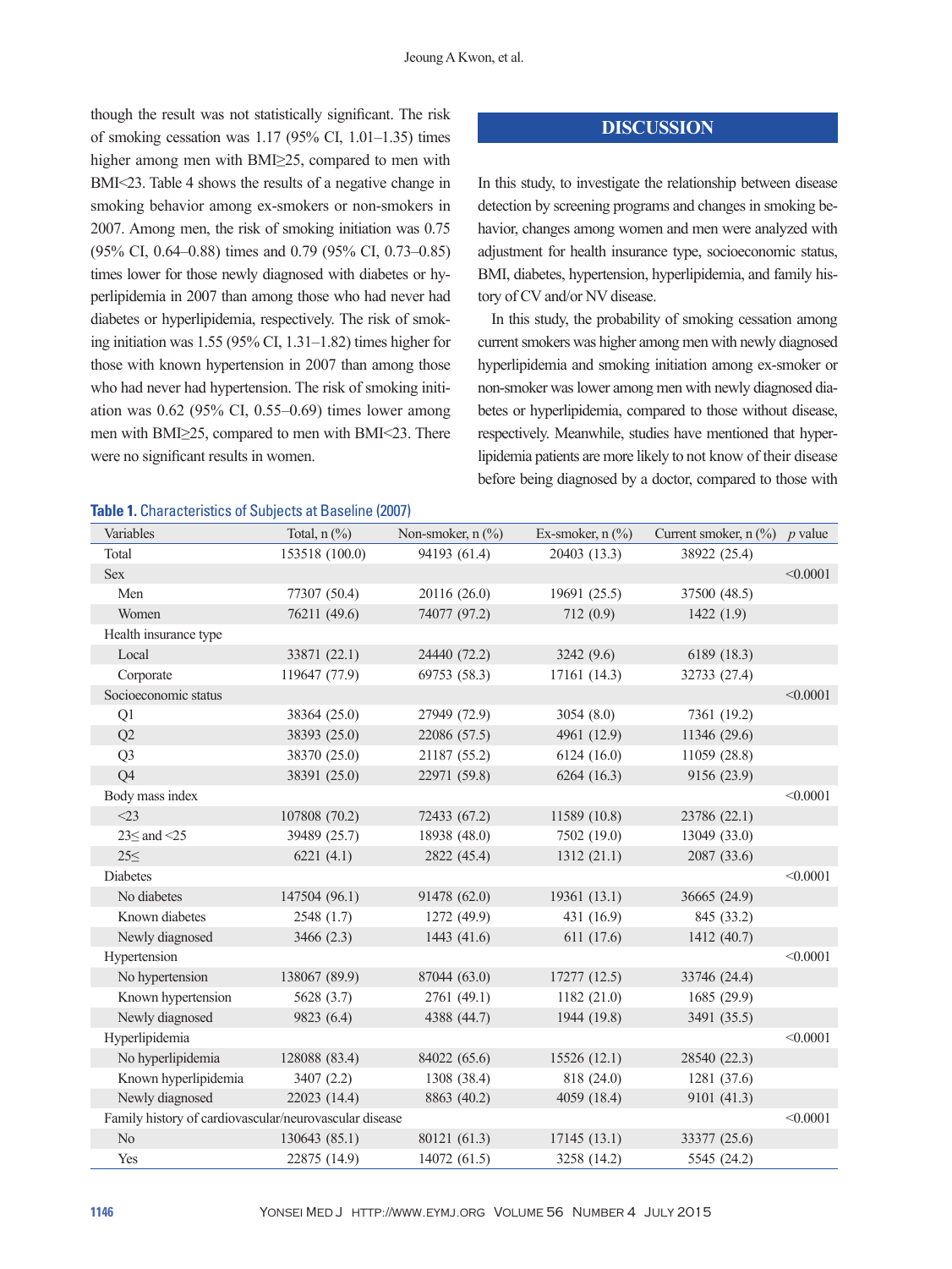though the result was not statistically significant. The risk of smoking cessation was 1.17 (95% CI, 1.01–1.35) times higher among men with BMI≥25, compared to men with BMI<23. Table 4 shows the results of a negative change in smoking behavior among ex-smokers or non-smokers in 2007. Among men, the risk of smoking initiation was 0.75 (95% CI, 0.64–0.88) times and 0.79 (95% CI, 0.73–0.85) times lower for those newly diagnosed with diabetes or hyperlipidemia in 2007 than among those who had never had diabetes or hyperlipidemia, respectively. The risk of smoking initiation was 1.55 (95% CI, 1.31–1.82) times higher for those with known hypertension in 2007 than among those who had never had hypertension. The risk of smoking initiation was 0.62 (95% CI, 0.55–0.69) times lower among men with BMI≥25, compared to men with BMI<23. There were no significant results in women.

## DISCUSSION

In this study, to investigate the relationship between disease detection by screening programs and changes in smoking behavior, changes among women and men were analyzed with adjustment for health insurance type, socioeconomic status, BMI, diabetes, hypertension, hyperlipidemia, and family history of CV and/or NV disease.

In this study, the probability of smoking cessation among current smokers was higher among men with newly diagnosed hyperlipidemia and smoking initiation among ex-smoker or non-smoker was lower among men with newly diagnosed diabetes or hyperlipidemia, compared to those without disease, respectively. Meanwhile, studies have mentioned that hyperlipidemia patients are more likely to not know of their disease before being diagnosed by a doctor, compared to those with

**Table 1.** Characteristics of Subjects at Baseline (2007)

| Variables | Total, n (%) | Non-smoker, n (%) | Ex-smoker, n (%) | Current smoker, n (%) | *p* value |
|---|---|---|---|---|---|
| Total | 153518 (100.0) | 94193 (61.4) | 20403 (13.3) | 38922 (25.4) | |
| Sex | | | | | <0.0001 |
| Men | 77307 (50.4) | 20116 (26.0) | 19691 (25.5) | 37500 (48.5) | |
| Women | 76211 (49.6) | 74077 (97.2) | 712 (0.9) | 1422 (1.9) | |
| Health insurance type | | | | | |
| Local | 33871 (22.1) | 24440 (72.2) | 3242 (9.6) | 6189 (18.3) | |
| Corporate | 119647 (77.9) | 69753 (58.3) | 17161 (14.3) | 32733 (27.4) | |
| Socioeconomic status | | | | | <0.0001 |
| Q1 | 38364 (25.0) | 27949 (72.9) | 3054 (8.0) | 7361 (19.2) | |
| Q2 | 38393 (25.0) | 22086 (57.5) | 4961 (12.9) | 11346 (29.6) | |
| Q3 | 38370 (25.0) | 21187 (55.2) | 6124 (16.0) | 11059 (28.8) | |
| Q4 | 38391 (25.0) | 22971 (59.8) | 6264 (16.3) | 9156 (23.9) | |
| Body mass index | | | | | <0.0001 |
| <23 | 107808 (70.2) | 72433 (67.2) | 11589 (10.8) | 23786 (22.1) | |
| 23≤ and <25 | 39489 (25.7) | 18938 (48.0) | 7502 (19.0) | 13049 (33.0) | |
| 25≤ | 6221 (4.1) | 2822 (45.4) | 1312 (21.1) | 2087 (33.6) | |
| Diabetes | | | | | <0.0001 |
| No diabetes | 147504 (96.1) | 91478 (62.0) | 19361 (13.1) | 36665 (24.9) | |
| Known diabetes | 2548 (1.7) | 1272 (49.9) | 431 (16.9) | 845 (33.2) | |
| Newly diagnosed | 3466 (2.3) | 1443 (41.6) | 611 (17.6) | 1412 (40.7) | |
| Hypertension | | | | | <0.0001 |
| No hypertension | 138067 (89.9) | 87044 (63.0) | 17277 (12.5) | 33746 (24.4) | |
| Known hypertension | 5628 (3.7) | 2761 (49.1) | 1182 (21.0) | 1685 (29.9) | |
| Newly diagnosed | 9823 (6.4) | 4388 (44.7) | 1944 (19.8) | 3491 (35.5) | |
| Hyperlipidemia | | | | | <0.0001 |
| No hyperlipidemia | 128088 (83.4) | 84022 (65.6) | 15526 (12.1) | 28540 (22.3) | |
| Known hyperlipidemia | 3407 (2.2) | 1308 (38.4) | 818 (24.0) | 1281 (37.6) | |
| Newly diagnosed | 22023 (14.4) | 8863 (40.2) | 4059 (18.4) | 9101 (41.3) | |
| Family history of cardiovascular/neurovascular disease | | | | | <0.0001 |
| No | 130643 (85.1) | 80121 (61.3) | 17145 (13.1) | 33377 (25.6) | |
| Yes | 22875 (14.9) | 14072 (61.5) | 3258 (14.2) | 5545 (24.2) | |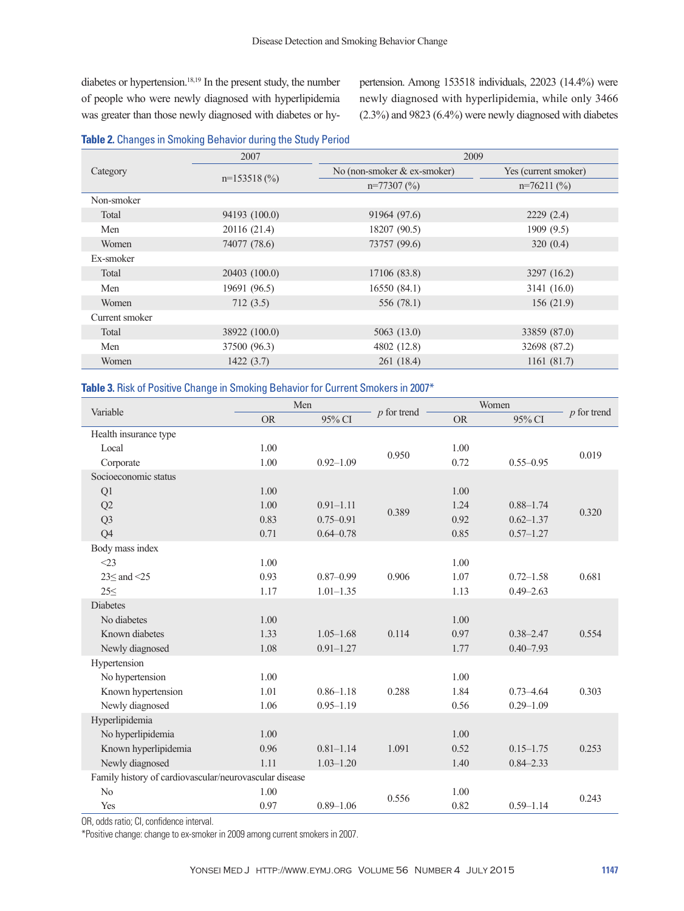diabetes or hypertension.[18,19] In the present study, the number of people who were newly diagnosed with hyperlipidemia was greater than those newly diagnosed with diabetes or hypertension. Among 153518 individuals, 22023 (14.4%) were newly diagnosed with hyperlipidemia, while only 3466 (2.3%) and 9823 (6.4%) were newly diagnosed with diabetes

**Table 2.** Changes in Smoking Behavior during the Study Period

| Category | 2007 | 2009 | |
|---|---|---|---|
| | n=153518 (%) | No (non-smoker & ex-smoker) n=77307 (%) | Yes (current smoker) n=76211 (%) |
| Non-smoker | | | |
| Total | 94193 (100.0) | 91964 (97.6) | 2229 (2.4) |
| Men | 20116 (21.4) | 18207 (90.5) | 1909 (9.5) |
| Women | 74077 (78.6) | 73757 (99.6) | 320 (0.4) |
| Ex-smoker | | | |
| Total | 20403 (100.0) | 17106 (83.8) | 3297 (16.2) |
| Men | 19691 (96.5) | 16550 (84.1) | 3141 (16.0) |
| Women | 712 (3.5) | 556 (78.1) | 156 (21.9) |
| Current smoker | | | |
| Total | 38922 (100.0) | 5063 (13.0) | 33859 (87.0) |
| Men | 37500 (96.3) | 4802 (12.8) | 32698 (87.2) |
| Women | 1422 (3.7) | 261 (18.4) | 1161 (81.7) |

**Table 3.** Risk of Positive Change in Smoking Behavior for Current Smokers in 2007*

| Variable | Men | | *p* for trend | Women | | *p* for trend |
|---|---|---|---|---|---|---|
| | OR | 95% CI | | OR | 95% CI | |
| Health insurance type | | | | | | |
| Local | 1.00 | | 0.950 | 1.00 | | 0.019 |
| Corporate | 1.00 | 0.92–1.09 | | 0.72 | 0.55–0.95 | |
| Socioeconomic status | | | | | | |
| Q1 | 1.00 | | | 1.00 | | |
| Q2 | 1.00 | 0.91–1.11 | 0.389 | 1.24 | 0.88–1.74 | 0.320 |
| Q3 | 0.83 | 0.75–0.91 | | 0.92 | 0.62–1.37 | |
| Q4 | 0.71 | 0.64–0.78 | | 0.85 | 0.57–1.27 | |
| Body mass index | | | | | | |
| <23 | 1.00 | | | 1.00 | | |
| 23≤ and <25 | 0.93 | 0.87–0.99 | 0.906 | 1.07 | 0.72–1.58 | 0.681 |
| 25≤ | 1.17 | 1.01–1.35 | | 1.13 | 0.49–2.63 | |
| Diabetes | | | | | | |
| No diabetes | 1.00 | | | 1.00 | | |
| Known diabetes | 1.33 | 1.05–1.68 | 0.114 | 0.97 | 0.38–2.47 | 0.554 |
| Newly diagnosed | 1.08 | 0.91–1.27 | | 1.77 | 0.40–7.93 | |
| Hypertension | | | | | | |
| No hypertension | 1.00 | | | 1.00 | | |
| Known hypertension | 1.01 | 0.86–1.18 | 0.288 | 1.84 | 0.73–4.64 | 0.303 |
| Newly diagnosed | 1.06 | 0.95–1.19 | | 0.56 | 0.29–1.09 | |
| Hyperlipidemia | | | | | | |
| No hyperlipidemia | 1.00 | | | 1.00 | | |
| Known hyperlipidemia | 0.96 | 0.81–1.14 | 1.091 | 0.52 | 0.15–1.75 | 0.253 |
| Newly diagnosed | 1.11 | 1.03–1.20 | | 1.40 | 0.84–2.33 | |
| Family history of cardiovascular/neurovascular disease | | | | | | |
| No | 1.00 | | 0.556 | 1.00 | | 0.243 |
| Yes | 0.97 | 0.89–1.06 | | 0.82 | 0.59–1.14 | |

OR, odds ratio; CI, confidence interval.

*Positive change: change to ex-smoker in 2009 among current smokers in 2007.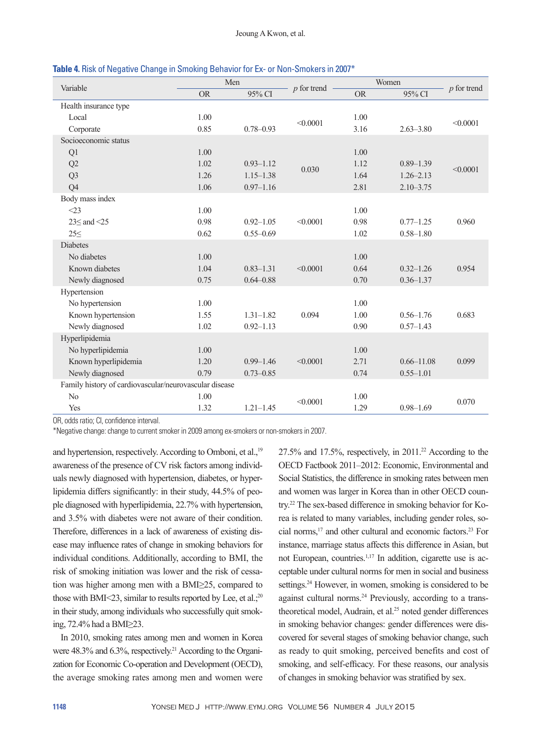**Table 4.** Risk of Negative Change in Smoking Behavior for Ex- or Non-Smokers in 2007*

| Variable | Men | | $p$ for trend | Women | | $p$ for trend |
|---|---|---|---|---|---|---|
| | OR | 95% CI | | OR | 95% CI | |
| Health insurance type | | | | | | |
| Local | 1.00 | | <0.0001 | 1.00 | | <0.0001 |
| Corporate | 0.85 | 0.78–0.93 | | 3.16 | 2.63–3.80 | |
| Socioeconomic status | | | | | | |
| Q1 | 1.00 | | 0.030 | 1.00 | | <0.0001 |
| Q2 | 1.02 | 0.93–1.12 | | 1.12 | 0.89–1.39 | |
| Q3 | 1.26 | 1.15–1.38 | | 1.64 | 1.26–2.13 | |
| Q4 | 1.06 | 0.97–1.16 | | 2.81 | 2.10–3.75 | |
| Body mass index | | | | | | |
| <23 | 1.00 | | <0.0001 | 1.00 | | 0.960 |
| 23≤ and <25 | 0.98 | 0.92–1.05 | | 0.98 | 0.77–1.25 | |
| 25≤ | 0.62 | 0.55–0.69 | | 1.02 | 0.58–1.80 | |
| Diabetes | | | | | | |
| No diabetes | 1.00 | | <0.0001 | 1.00 | | 0.954 |
| Known diabetes | 1.04 | 0.83–1.31 | | 0.64 | 0.32–1.26 | |
| Newly diagnosed | 0.75 | 0.64–0.88 | | 0.70 | 0.36–1.37 | |
| Hypertension | | | | | | |
| No hypertension | 1.00 | | 0.094 | 1.00 | | 0.683 |
| Known hypertension | 1.55 | 1.31–1.82 | | 1.00 | 0.56–1.76 | |
| Newly diagnosed | 1.02 | 0.92–1.13 | | 0.90 | 0.57–1.43 | |
| Hyperlipidemia | | | | | | |
| No hyperlipidemia | 1.00 | | <0.0001 | 1.00 | | 0.099 |
| Known hyperlipidemia | 1.20 | 0.99–1.46 | | 2.71 | 0.66–11.08 | |
| Newly diagnosed | 0.79 | 0.73–0.85 | | 0.74 | 0.55–1.01 | |
| Family history of cardiovascular/neurovascular disease | | | | | | |
| No | 1.00 | | <0.0001 | 1.00 | | 0.070 |
| Yes | 1.32 | 1.21–1.45 | | 1.29 | 0.98–1.69 | |

OR, odds ratio; CI, confidence interval.

*Negative change: change to current smoker in 2009 among ex-smokers or non-smokers in 2007.

and hypertension, respectively. According to Omboni, et al.,[19] awareness of the presence of CV risk factors among individuals newly diagnosed with hypertension, diabetes, or hyperlipidemia differs significantly: in their study, 44.5% of people diagnosed with hyperlipidemia, 22.7% with hypertension, and 3.5% with diabetes were not aware of their condition. Therefore, differences in a lack of awareness of existing disease may influence rates of change in smoking behaviors for individual conditions. Additionally, according to BMI, the risk of smoking initiation was lower and the risk of cessation was higher among men with a BMI≥25, compared to those with BMI<23, similar to results reported by Lee, et al.;[20] in their study, among individuals who successfully quit smoking, 72.4% had a BMI≥23.

In 2010, smoking rates among men and women in Korea were 48.3% and 6.3%, respectively.[21] According to the Organization for Economic Co-operation and Development (OECD), the average smoking rates among men and women were 27.5% and 17.5%, respectively, in 2011.[22] According to the OECD Factbook 2011–2012: Economic, Environmental and Social Statistics, the difference in smoking rates between men and women was larger in Korea than in other OECD country.[22] The sex-based difference in smoking behavior for Korea is related to many variables, including gender roles, social norms,[17] and other cultural and economic factors.[23] For instance, marriage status affects this difference in Asian, but not European, countries.[1,17] In addition, cigarette use is acceptable under cultural norms for men in social and business settings.[24] However, in women, smoking is considered to be against cultural norms.[24] Previously, according to a transtheoretical model, Audrain, et al.[25] noted gender differences in smoking behavior changes: gender differences were discovered for several stages of smoking behavior change, such as ready to quit smoking, perceived benefits and cost of smoking, and self-efficacy. For these reasons, our analysis of changes in smoking behavior was stratified by sex.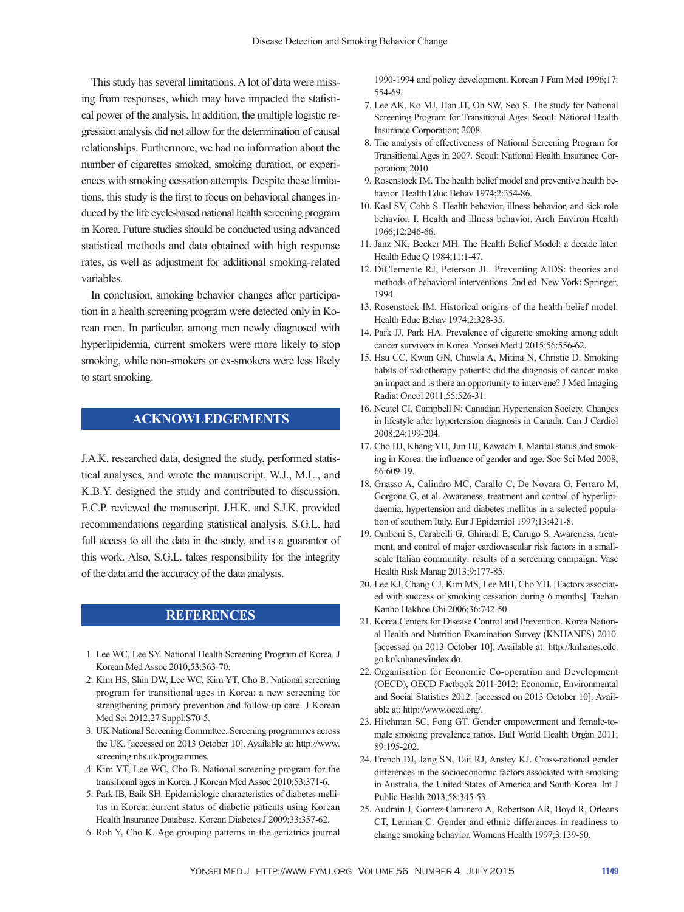This study has several limitations. A lot of data were missing from responses, which may have impacted the statistical power of the analysis. In addition, the multiple logistic regression analysis did not allow for the determination of causal relationships. Furthermore, we had no information about the number of cigarettes smoked, smoking duration, or experiences with smoking cessation attempts. Despite these limitations, this study is the first to focus on behavioral changes induced by the life cycle-based national health screening program in Korea. Future studies should be conducted using advanced statistical methods and data obtained with high response rates, as well as adjustment for additional smoking-related variables.

In conclusion, smoking behavior changes after participation in a health screening program were detected only in Korean men. In particular, among men newly diagnosed with hyperlipidemia, current smokers were more likely to stop smoking, while non-smokers or ex-smokers were less likely to start smoking.

## ACKNOWLEDGEMENTS

J.A.K. researched data, designed the study, performed statistical analyses, and wrote the manuscript. W.J., M.L., and K.B.Y. designed the study and contributed to discussion. E.C.P. reviewed the manuscript. J.H.K. and S.J.K. provided recommendations regarding statistical analysis. S.G.L. had full access to all the data in the study, and is a guarantor of this work. Also, S.G.L. takes responsibility for the integrity of the data and the accuracy of the data analysis.

## REFERENCES

1. Lee WC, Lee SY. National Health Screening Program of Korea. J Korean Med Assoc 2010;53:363-70.
2. Kim HS, Shin DW, Lee WC, Kim YT, Cho B. National screening program for transitional ages in Korea: a new screening for strengthening primary prevention and follow-up care. J Korean Med Sci 2012;27 Suppl:S70-5.
3. UK National Screening Committee. Screening programmes across the UK. [accessed on 2013 October 10]. Available at: http://www.screening.nhs.uk/programmes.
4. Kim YT, Lee WC, Cho B. National screening program for the transitional ages in Korea. J Korean Med Assoc 2010;53:371-6.
5. Park IB, Baik SH. Epidemiologic characteristics of diabetes mellitus in Korea: current status of diabetic patients using Korean Health Insurance Database. Korean Diabetes J 2009;33:357-62.
6. Roh Y, Cho K. Age grouping patterns in the geriatrics journal 1990-1994 and policy development. Korean J Fam Med 1996;17:554-69.
7. Lee AK, Ko MJ, Han JT, Oh SW, Seo S. The study for National Screening Program for Transitional Ages. Seoul: National Health Insurance Corporation; 2008.
8. The analysis of effectiveness of National Screening Program for Transitional Ages in 2007. Seoul: National Health Insurance Corporation; 2010.
9. Rosenstock IM. The health belief model and preventive health behavior. Health Educ Behav 1974;2:354-86.
10. Kasl SV, Cobb S. Health behavior, illness behavior, and sick role behavior. I. Health and illness behavior. Arch Environ Health 1966;12:246-66.
11. Janz NK, Becker MH. The Health Belief Model: a decade later. Health Educ Q 1984;11:1-47.
12. DiClemente RJ, Peterson JL. Preventing AIDS: theories and methods of behavioral interventions. 2nd ed. New York: Springer; 1994.
13. Rosenstock IM. Historical origins of the health belief model. Health Educ Behav 1974;2:328-35.
14. Park JJ, Park HA. Prevalence of cigarette smoking among adult cancer survivors in Korea. Yonsei Med J 2015;56:556-62.
15. Hsu CC, Kwan GN, Chawla A, Mitina N, Christie D. Smoking habits of radiotherapy patients: did the diagnosis of cancer make an impact and is there an opportunity to intervene? J Med Imaging Radiat Oncol 2011;55:526-31.
16. Neutel CI, Campbell N; Canadian Hypertension Society. Changes in lifestyle after hypertension diagnosis in Canada. Can J Cardiol 2008;24:199-204.
17. Cho HJ, Khang YH, Jun HJ, Kawachi I. Marital status and smoking in Korea: the influence of gender and age. Soc Sci Med 2008;66:609-19.
18. Gnasso A, Calindro MC, Carallo C, De Novara G, Ferraro M, Gorgone G, et al. Awareness, treatment and control of hyperlipidaemia, hypertension and diabetes mellitus in a selected population of southern Italy. Eur J Epidemiol 1997;13:421-8.
19. Omboni S, Carabelli G, Ghirardi E, Carugo S. Awareness, treatment, and control of major cardiovascular risk factors in a small-scale Italian community: results of a screening campaign. Vasc Health Risk Manag 2013;9:177-85.
20. Lee KJ, Chang CJ, Kim MS, Lee MH, Cho YH. [Factors associated with success of smoking cessation during 6 months]. Taehan Kanho Hakhoe Chi 2006;36:742-50.
21. Korea Centers for Disease Control and Prevention. Korea National Health and Nutrition Examination Survey (KNHANES) 2010. [accessed on 2013 October 10]. Available at: http://knhanes.cdc.go.kr/knhanes/index.do.
22. Organisation for Economic Co-operation and Development (OECD), OECD Factbook 2011-2012: Economic, Environmental and Social Statistics 2012. [accessed on 2013 October 10]. Available at: http://www.oecd.org/.
23. Hitchman SC, Fong GT. Gender empowerment and female-to-male smoking prevalence ratios. Bull World Health Organ 2011;89:195-202.
24. French DJ, Jang SN, Tait RJ, Anstey KJ. Cross-national gender differences in the socioeconomic factors associated with smoking in Australia, the United States of America and South Korea. Int J Public Health 2013;58:345-53.
25. Audrain J, Gomez-Caminero A, Robertson AR, Boyd R, Orleans CT, Lerman C. Gender and ethnic differences in readiness to change smoking behavior. Womens Health 1997;3:139-50.